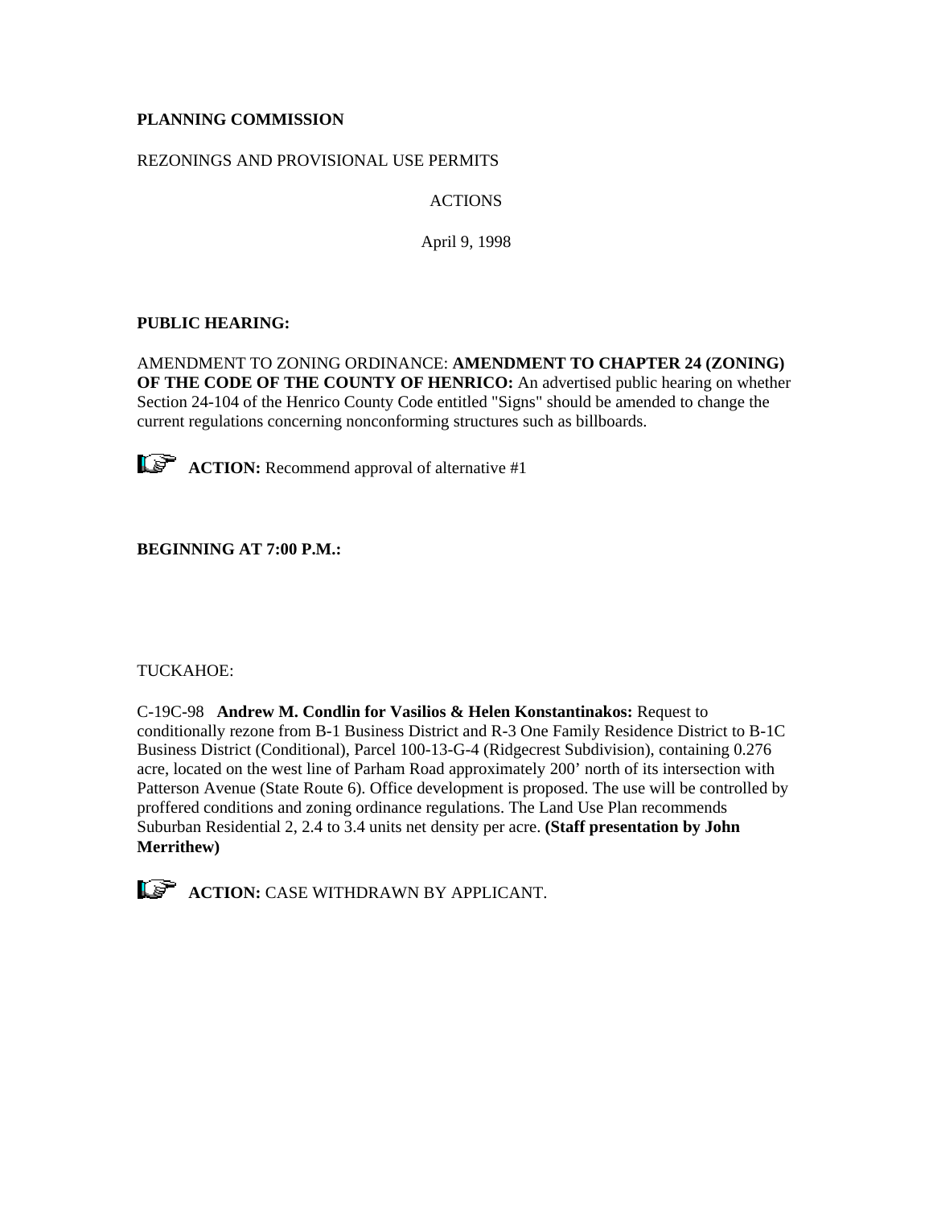**PLANNING COMMISSION**

REZONINGS AND PROVISIONAL USE PERMITS

ACTIONS

April 9, 1998

**PUBLIC HEARING:**

AMENDMENT TO ZONING ORDINANCE: **AMENDMENT TO CHAPTER 24 (ZONING) OF THE CODE OF THE COUNTY OF HENRICO:** An advertised public hearing on whether Section 24-104 of the Henrico County Code entitled "Signs" should be amended to change the current regulations concerning nonconforming structures such as billboards.

**ACTION:** Recommend approval of alternative #1

**BEGINNING AT 7:00 P.M.:**

TUCKAHOE:

C-19C-98 **Andrew M. Condlin for Vasilios & Helen Konstantinakos:** Request to conditionally rezone from B-1 Business District and R-3 One Family Residence District to B-1C Business District (Conditional), Parcel 100-13-G-4 (Ridgecrest Subdivision), containing 0.276 acre, located on the west line of Parham Road approximately 200' north of its intersection with Patterson Avenue (State Route 6). Office development is proposed. The use will be controlled by proffered conditions and zoning ordinance regulations. The Land Use Plan recommends Suburban Residential 2, 2.4 to 3.4 units net density per acre. **(Staff presentation by John Merrithew)**

**ACTION:** CASE WITHDRAWN BY APPLICANT.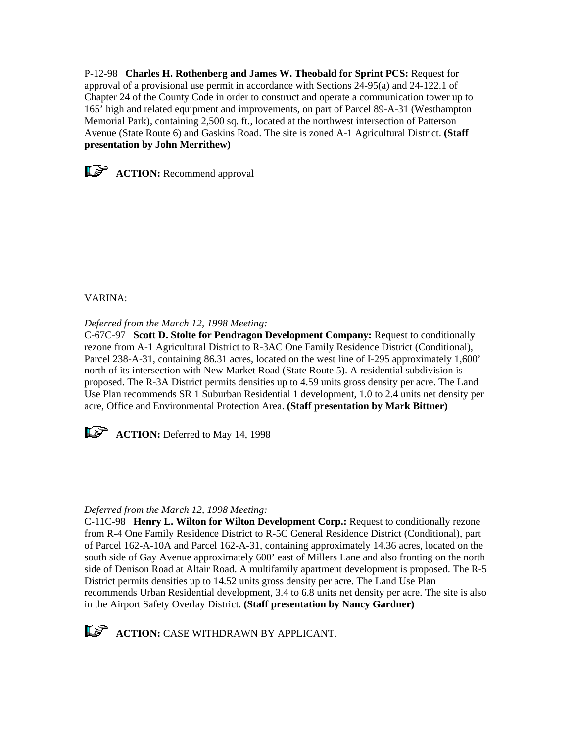P-12-98 **Charles H. Rothenberg and James W. Theobald for Sprint PCS:** Request for approval of a provisional use permit in accordance with Sections 24-95(a) and 24-122.1 of Chapter 24 of the County Code in order to construct and operate a communication tower up to 165' high and related equipment and improvements, on part of Parcel 89-A-31 (Westhampton Memorial Park), containing 2,500 sq. ft., located at the northwest intersection of Patterson Avenue (State Route 6) and Gaskins Road. The site is zoned A-1 Agricultural District. **(Staff presentation by John Merrithew)**

☞ **ACTION:** Recommend approval

VARINA:

*Deferred from the March 12, 1998 Meeting:*
C-67C-97 **Scott D. Stolte for Pendragon Development Company:** Request to conditionally rezone from A-1 Agricultural District to R-3AC One Family Residence District (Conditional), Parcel 238-A-31, containing 86.31 acres, located on the west line of I-295 approximately 1,600' north of its intersection with New Market Road (State Route 5). A residential subdivision is proposed. The R-3A District permits densities up to 4.59 units gross density per acre. The Land Use Plan recommends SR 1 Suburban Residential 1 development, 1.0 to 2.4 units net density per acre, Office and Environmental Protection Area. **(Staff presentation by Mark Bittner)**

☞ **ACTION:** Deferred to May 14, 1998

*Deferred from the March 12, 1998 Meeting:*
C-11C-98 **Henry L. Wilton for Wilton Development Corp.:** Request to conditionally rezone from R-4 One Family Residence District to R-5C General Residence District (Conditional), part of Parcel 162-A-10A and Parcel 162-A-31, containing approximately 14.36 acres, located on the south side of Gay Avenue approximately 600' east of Millers Lane and also fronting on the north side of Denison Road at Altair Road. A multifamily apartment development is proposed. The R-5 District permits densities up to 14.52 units gross density per acre. The Land Use Plan recommends Urban Residential development, 3.4 to 6.8 units net density per acre. The site is also in the Airport Safety Overlay District. **(Staff presentation by Nancy Gardner)**

☞ **ACTION:** CASE WITHDRAWN BY APPLICANT.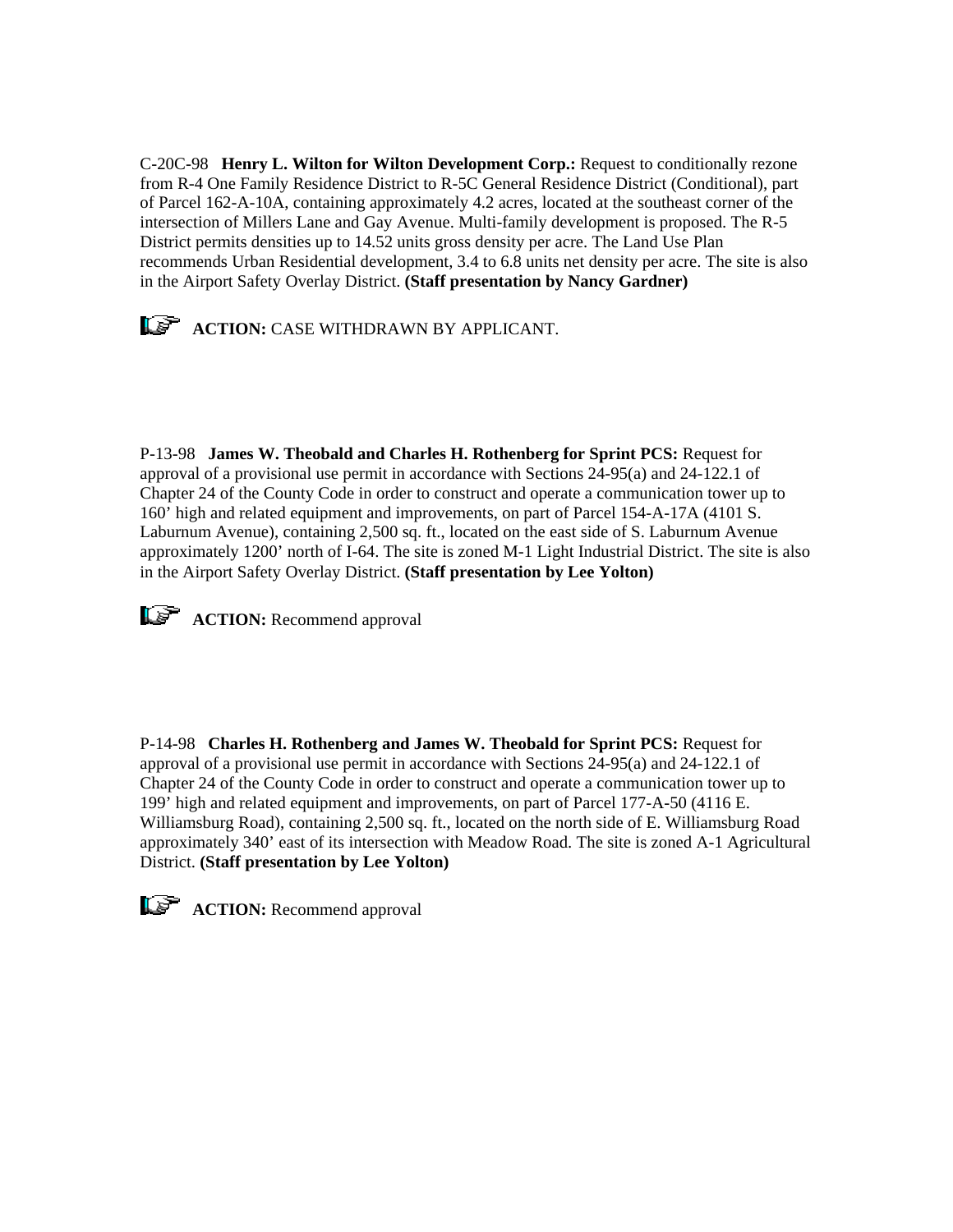C-20C-98 **Henry L. Wilton for Wilton Development Corp.:** Request to conditionally rezone from R-4 One Family Residence District to R-5C General Residence District (Conditional), part of Parcel 162-A-10A, containing approximately 4.2 acres, located at the southeast corner of the intersection of Millers Lane and Gay Avenue. Multi-family development is proposed. The R-5 District permits densities up to 14.52 units gross density per acre. The Land Use Plan recommends Urban Residential development, 3.4 to 6.8 units net density per acre. The site is also in the Airport Safety Overlay District. **(Staff presentation by Nancy Gardner)**

☞ **ACTION:** CASE WITHDRAWN BY APPLICANT.

P-13-98 **James W. Theobald and Charles H. Rothenberg for Sprint PCS:** Request for approval of a provisional use permit in accordance with Sections 24-95(a) and 24-122.1 of Chapter 24 of the County Code in order to construct and operate a communication tower up to 160' high and related equipment and improvements, on part of Parcel 154-A-17A (4101 S. Laburnum Avenue), containing 2,500 sq. ft., located on the east side of S. Laburnum Avenue approximately 1200' north of I-64. The site is zoned M-1 Light Industrial District. The site is also in the Airport Safety Overlay District. **(Staff presentation by Lee Yolton)**

☞ **ACTION:** Recommend approval

P-14-98 **Charles H. Rothenberg and James W. Theobald for Sprint PCS:** Request for approval of a provisional use permit in accordance with Sections 24-95(a) and 24-122.1 of Chapter 24 of the County Code in order to construct and operate a communication tower up to 199' high and related equipment and improvements, on part of Parcel 177-A-50 (4116 E. Williamsburg Road), containing 2,500 sq. ft., located on the north side of E. Williamsburg Road approximately 340' east of its intersection with Meadow Road. The site is zoned A-1 Agricultural District. **(Staff presentation by Lee Yolton)**

☞ **ACTION:** Recommend approval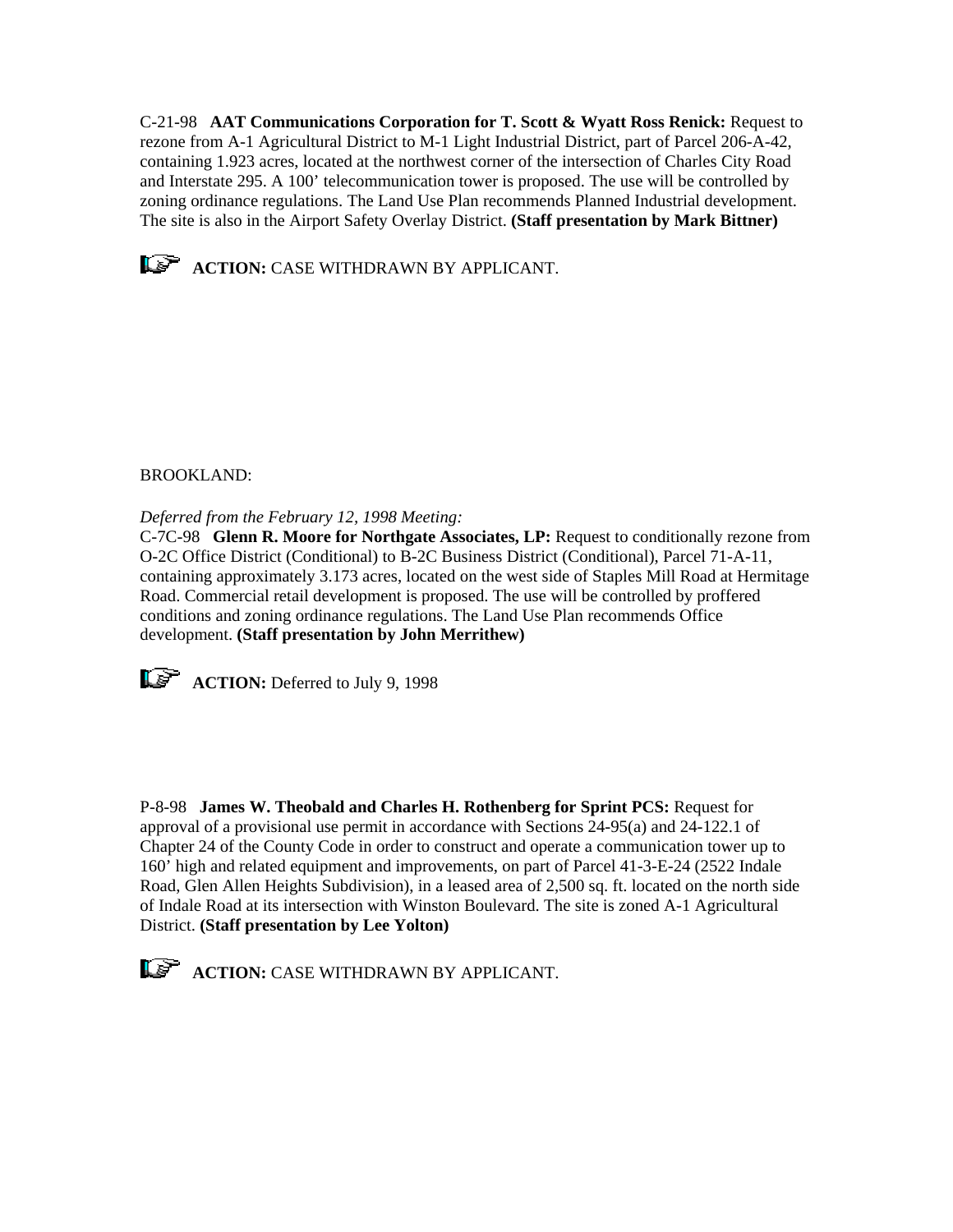C-21-98 **AAT Communications Corporation for T. Scott & Wyatt Ross Renick:** Request to rezone from A-1 Agricultural District to M-1 Light Industrial District, part of Parcel 206-A-42, containing 1.923 acres, located at the northwest corner of the intersection of Charles City Road and Interstate 295. A 100' telecommunication tower is proposed. The use will be controlled by zoning ordinance regulations. The Land Use Plan recommends Planned Industrial development. The site is also in the Airport Safety Overlay District. **(Staff presentation by Mark Bittner)**

☞ **ACTION:** CASE WITHDRAWN BY APPLICANT.

BROOKLAND:

*Deferred from the February 12, 1998 Meeting:*
C-7C-98 **Glenn R. Moore for Northgate Associates, LP:** Request to conditionally rezone from O-2C Office District (Conditional) to B-2C Business District (Conditional), Parcel 71-A-11, containing approximately 3.173 acres, located on the west side of Staples Mill Road at Hermitage Road. Commercial retail development is proposed. The use will be controlled by proffered conditions and zoning ordinance regulations. The Land Use Plan recommends Office development. **(Staff presentation by John Merrithew)**

☞ **ACTION:** Deferred to July 9, 1998

P-8-98 **James W. Theobald and Charles H. Rothenberg for Sprint PCS:** Request for approval of a provisional use permit in accordance with Sections 24-95(a) and 24-122.1 of Chapter 24 of the County Code in order to construct and operate a communication tower up to 160' high and related equipment and improvements, on part of Parcel 41-3-E-24 (2522 Indale Road, Glen Allen Heights Subdivision), in a leased area of 2,500 sq. ft. located on the north side of Indale Road at its intersection with Winston Boulevard. The site is zoned A-1 Agricultural District. **(Staff presentation by Lee Yolton)**

☞ **ACTION:** CASE WITHDRAWN BY APPLICANT.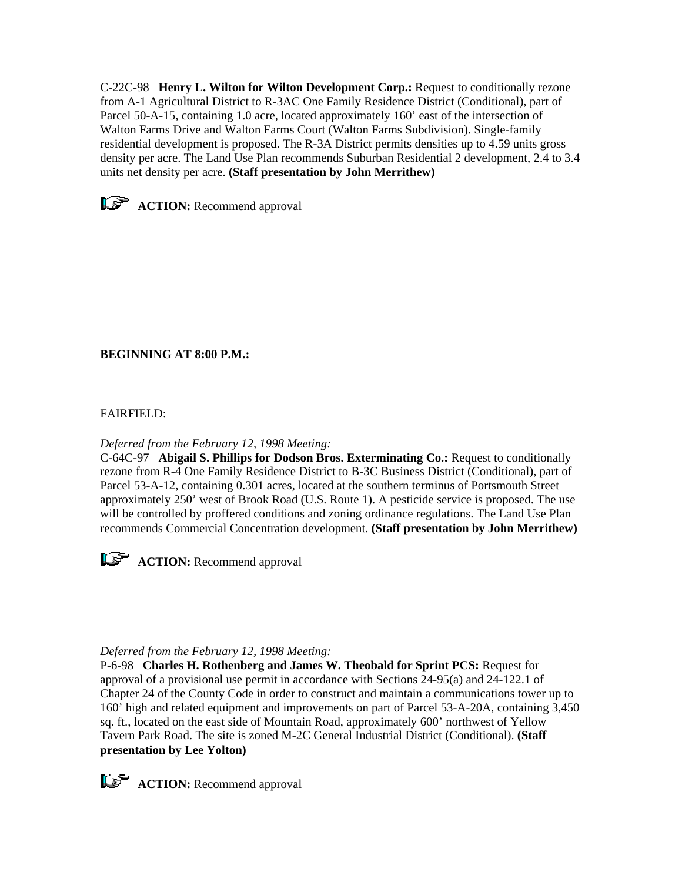C-22C-98 **Henry L. Wilton for Wilton Development Corp.:** Request to conditionally rezone from A-1 Agricultural District to R-3AC One Family Residence District (Conditional), part of Parcel 50-A-15, containing 1.0 acre, located approximately 160' east of the intersection of Walton Farms Drive and Walton Farms Court (Walton Farms Subdivision). Single-family residential development is proposed. The R-3A District permits densities up to 4.59 units gross density per acre. The Land Use Plan recommends Suburban Residential 2 development, 2.4 to 3.4 units net density per acre. **(Staff presentation by John Merrithew)**

☞ **ACTION:** Recommend approval

**BEGINNING AT 8:00 P.M.:**

FAIRFIELD:

*Deferred from the February 12, 1998 Meeting:*
C-64C-97 **Abigail S. Phillips for Dodson Bros. Exterminating Co.:** Request to conditionally rezone from R-4 One Family Residence District to B-3C Business District (Conditional), part of Parcel 53-A-12, containing 0.301 acres, located at the southern terminus of Portsmouth Street approximately 250' west of Brook Road (U.S. Route 1). A pesticide service is proposed. The use will be controlled by proffered conditions and zoning ordinance regulations. The Land Use Plan recommends Commercial Concentration development. **(Staff presentation by John Merrithew)**

☞ **ACTION:** Recommend approval

*Deferred from the February 12, 1998 Meeting:*
P-6-98 **Charles H. Rothenberg and James W. Theobald for Sprint PCS:** Request for approval of a provisional use permit in accordance with Sections 24-95(a) and 24-122.1 of Chapter 24 of the County Code in order to construct and maintain a communications tower up to 160' high and related equipment and improvements on part of Parcel 53-A-20A, containing 3,450 sq. ft., located on the east side of Mountain Road, approximately 600' northwest of Yellow Tavern Park Road. The site is zoned M-2C General Industrial District (Conditional). **(Staff presentation by Lee Yolton)**

☞ **ACTION:** Recommend approval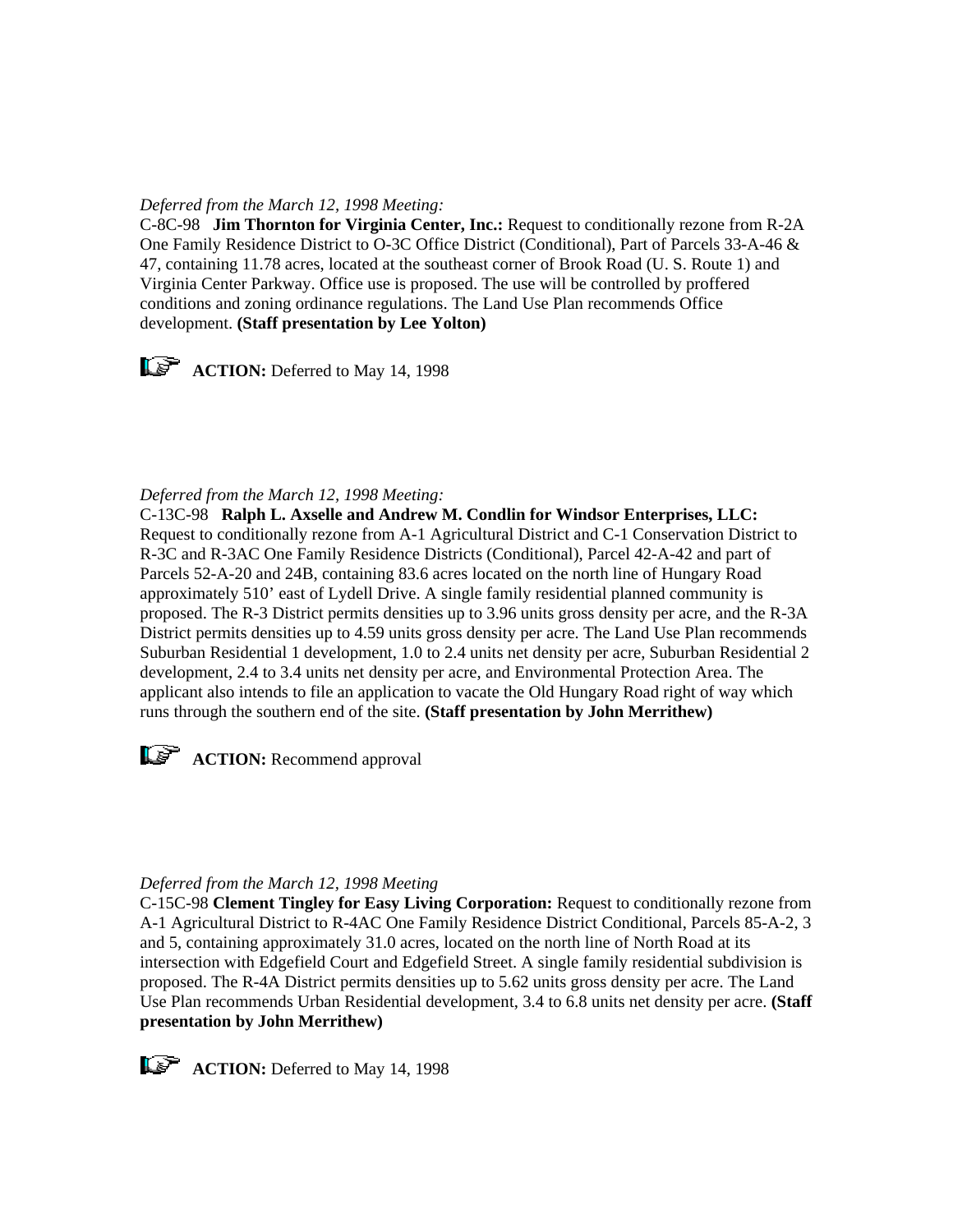*Deferred from the March 12, 1998 Meeting:*

C-8C-98 **Jim Thornton for Virginia Center, Inc.:** Request to conditionally rezone from R-2A One Family Residence District to O-3C Office District (Conditional), Part of Parcels 33-A-46 & 47, containing 11.78 acres, located at the southeast corner of Brook Road (U. S. Route 1) and Virginia Center Parkway. Office use is proposed. The use will be controlled by proffered conditions and zoning ordinance regulations. The Land Use Plan recommends Office development. **(Staff presentation by Lee Yolton)**

☞ **ACTION:** Deferred to May 14, 1998

*Deferred from the March 12, 1998 Meeting:*

C-13C-98 **Ralph L. Axselle and Andrew M. Condlin for Windsor Enterprises, LLC:** Request to conditionally rezone from A-1 Agricultural District and C-1 Conservation District to R-3C and R-3AC One Family Residence Districts (Conditional), Parcel 42-A-42 and part of Parcels 52-A-20 and 24B, containing 83.6 acres located on the north line of Hungary Road approximately 510' east of Lydell Drive. A single family residential planned community is proposed. The R-3 District permits densities up to 3.96 units gross density per acre, and the R-3A District permits densities up to 4.59 units gross density per acre. The Land Use Plan recommends Suburban Residential 1 development, 1.0 to 2.4 units net density per acre, Suburban Residential 2 development, 2.4 to 3.4 units net density per acre, and Environmental Protection Area. The applicant also intends to file an application to vacate the Old Hungary Road right of way which runs through the southern end of the site. **(Staff presentation by John Merrithew)**

☞ **ACTION:** Recommend approval

*Deferred from the March 12, 1998 Meeting*

C-15C-98 **Clement Tingley for Easy Living Corporation:** Request to conditionally rezone from A-1 Agricultural District to R-4AC One Family Residence District Conditional, Parcels 85-A-2, 3 and 5, containing approximately 31.0 acres, located on the north line of North Road at its intersection with Edgefield Court and Edgefield Street. A single family residential subdivision is proposed. The R-4A District permits densities up to 5.62 units gross density per acre. The Land Use Plan recommends Urban Residential development, 3.4 to 6.8 units net density per acre. **(Staff presentation by John Merrithew)**

☞ **ACTION:** Deferred to May 14, 1998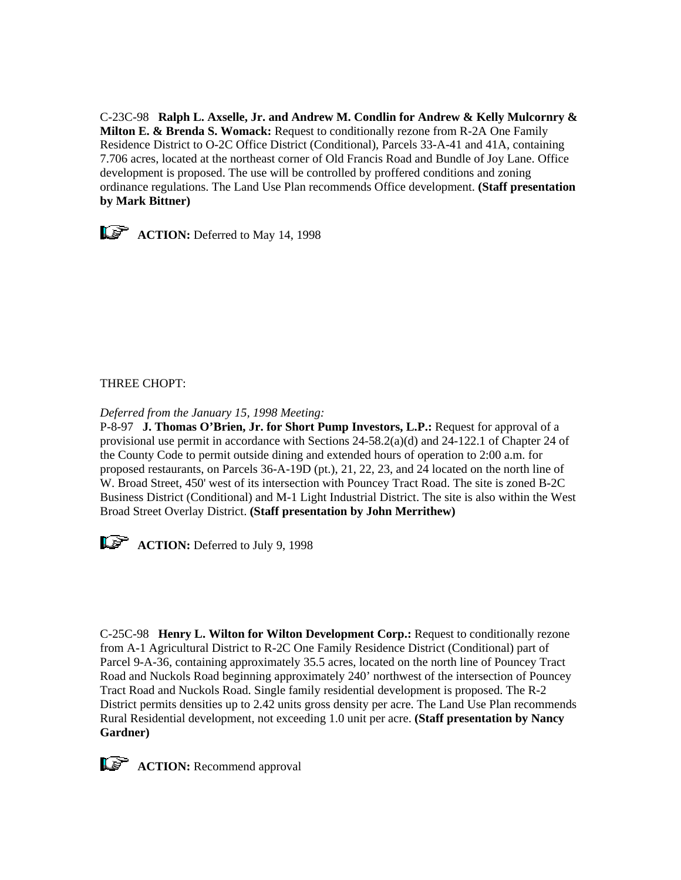C-23C-98 **Ralph L. Axselle, Jr. and Andrew M. Condlin for Andrew & Kelly Mulcornry & Milton E. & Brenda S. Womack:** Request to conditionally rezone from R-2A One Family Residence District to O-2C Office District (Conditional), Parcels 33-A-41 and 41A, containing 7.706 acres, located at the northeast corner of Old Francis Road and Bundle of Joy Lane. Office development is proposed. The use will be controlled by proffered conditions and zoning ordinance regulations. The Land Use Plan recommends Office development. **(Staff presentation by Mark Bittner)**

**ACTION:** Deferred to May 14, 1998

THREE CHOPT:

*Deferred from the January 15, 1998 Meeting:*

P-8-97 **J. Thomas O'Brien, Jr. for Short Pump Investors, L.P.:** Request for approval of a provisional use permit in accordance with Sections 24-58.2(a)(d) and 24-122.1 of Chapter 24 of the County Code to permit outside dining and extended hours of operation to 2:00 a.m. for proposed restaurants, on Parcels 36-A-19D (pt.), 21, 22, 23, and 24 located on the north line of W. Broad Street, 450' west of its intersection with Pouncey Tract Road. The site is zoned B-2C Business District (Conditional) and M-1 Light Industrial District. The site is also within the West Broad Street Overlay District. **(Staff presentation by John Merrithew)**

**ACTION:** Deferred to July 9, 1998

C-25C-98 **Henry L. Wilton for Wilton Development Corp.:** Request to conditionally rezone from A-1 Agricultural District to R-2C One Family Residence District (Conditional) part of Parcel 9-A-36, containing approximately 35.5 acres, located on the north line of Pouncey Tract Road and Nuckols Road beginning approximately 240' northwest of the intersection of Pouncey Tract Road and Nuckols Road. Single family residential development is proposed. The R-2 District permits densities up to 2.42 units gross density per acre. The Land Use Plan recommends Rural Residential development, not exceeding 1.0 unit per acre. **(Staff presentation by Nancy Gardner)**

**ACTION:** Recommend approval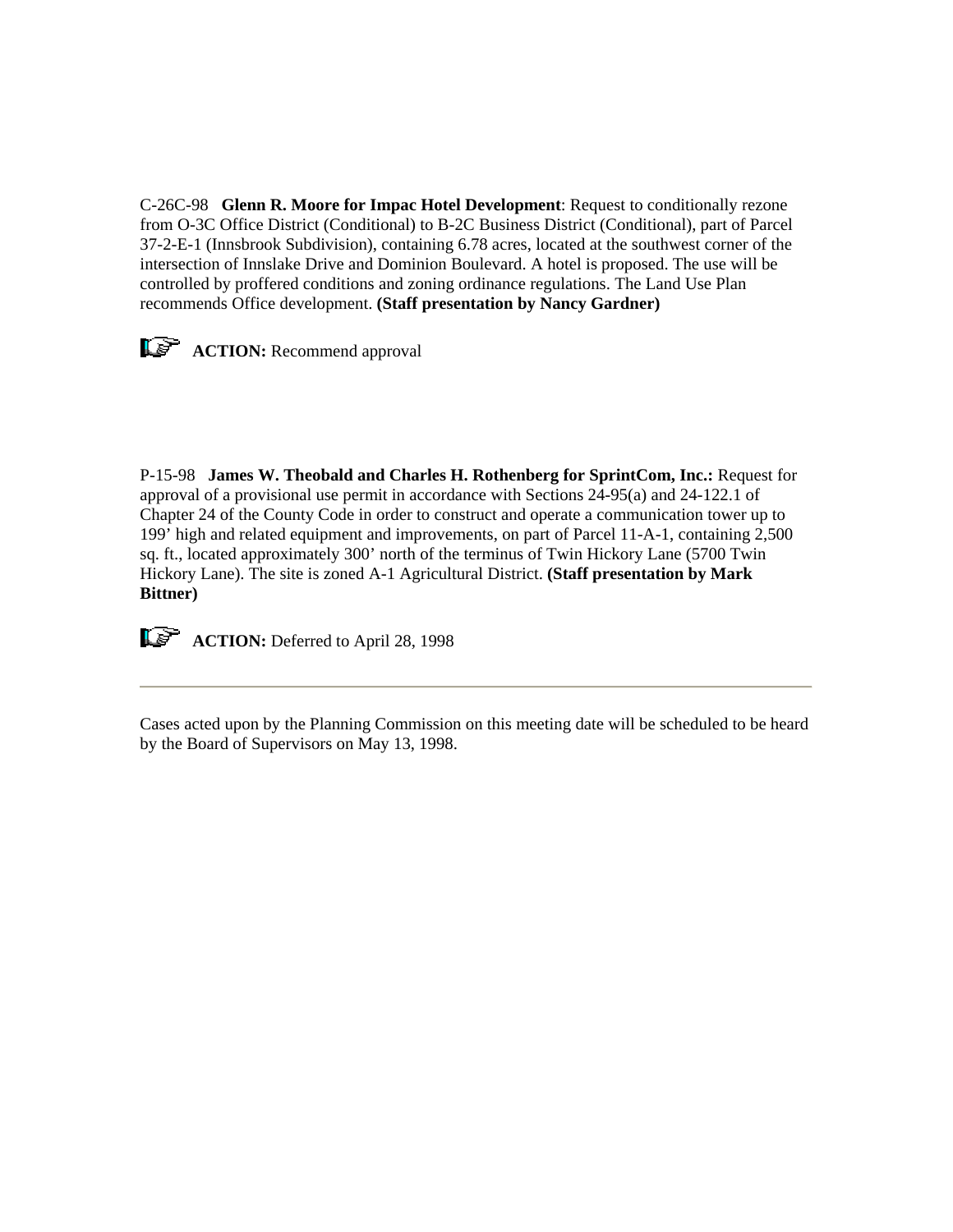C-26C-98 **Glenn R. Moore for Impac Hotel Development**: Request to conditionally rezone from O-3C Office District (Conditional) to B-2C Business District (Conditional), part of Parcel 37-2-E-1 (Innsbrook Subdivision), containing 6.78 acres, located at the southwest corner of the intersection of Innslake Drive and Dominion Boulevard. A hotel is proposed. The use will be controlled by proffered conditions and zoning ordinance regulations. The Land Use Plan recommends Office development. **(Staff presentation by Nancy Gardner)**

**ACTION:** Recommend approval

P-15-98 **James W. Theobald and Charles H. Rothenberg for SprintCom, Inc.:** Request for approval of a provisional use permit in accordance with Sections 24-95(a) and 24-122.1 of Chapter 24 of the County Code in order to construct and operate a communication tower up to 199' high and related equipment and improvements, on part of Parcel 11-A-1, containing 2,500 sq. ft., located approximately 300' north of the terminus of Twin Hickory Lane (5700 Twin Hickory Lane). The site is zoned A-1 Agricultural District. **(Staff presentation by Mark Bittner)**

**ACTION:** Deferred to April 28, 1998

---

Cases acted upon by the Planning Commission on this meeting date will be scheduled to be heard by the Board of Supervisors on May 13, 1998.